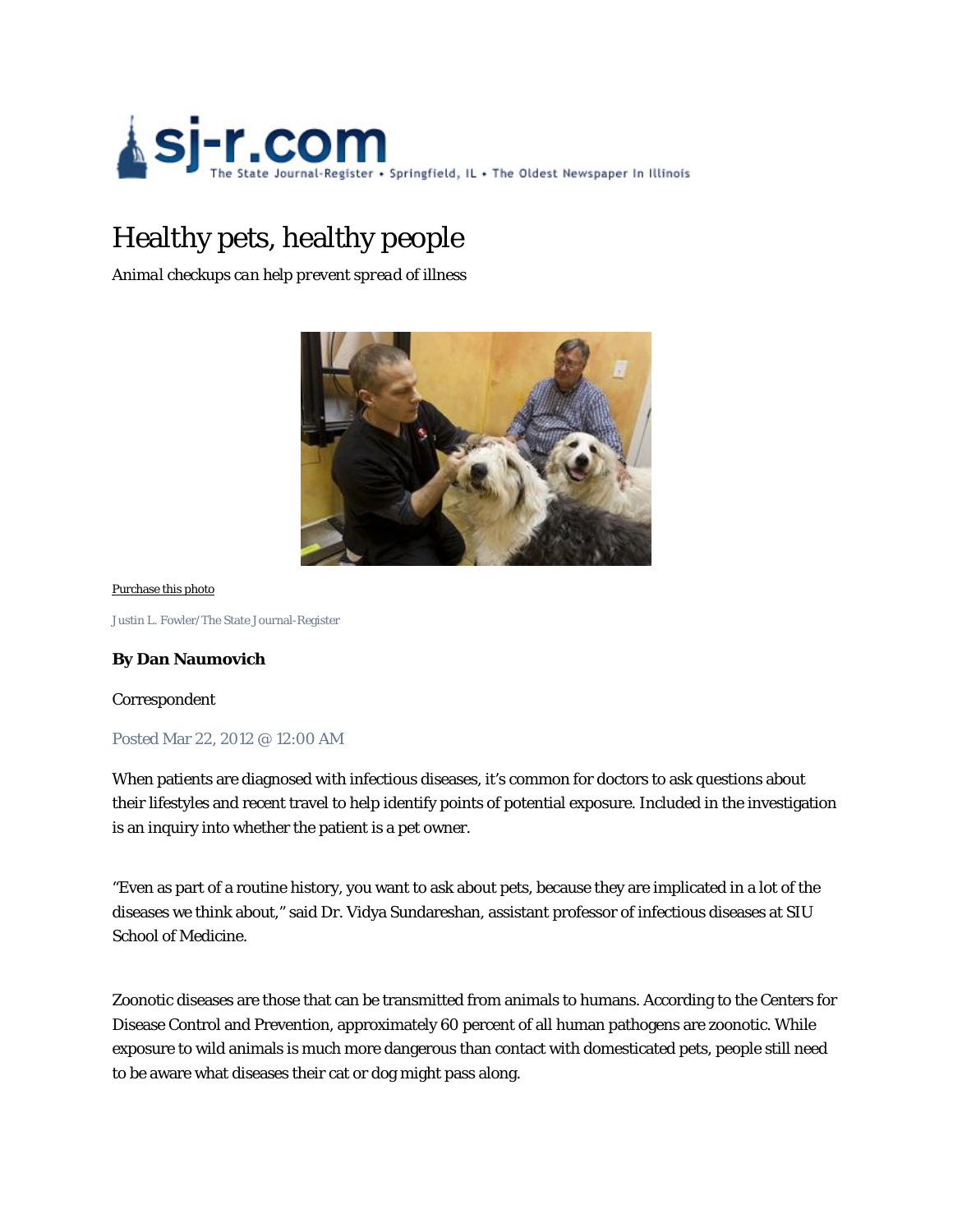sj-r.com The State Journal-Register • Springfield, IL • The Oldest Newspaper In Illinois

# Healthy pets, healthy people

*Animal checkups can help prevent spread of illness*

Purchase this photo

Justin L. Fowler/The State Journal-Register

**By Dan Naumovich**

Correspondent

Posted Mar 22, 2012 @ 12:00 AM

When patients are diagnosed with infectious diseases, it's common for doctors to ask questions about their lifestyles and recent travel to help identify points of potential exposure. Included in the investigation is an inquiry into whether the patient is a pet owner.

"Even as part of a routine history, you want to ask about pets, because they are implicated in a lot of the diseases we think about," said Dr. Vidya Sundareshan, assistant professor of infectious diseases at SIU School of Medicine.

Zoonotic diseases are those that can be transmitted from animals to humans. According to the Centers for Disease Control and Prevention, approximately 60 percent of all human pathogens are zoonotic. While exposure to wild animals is much more dangerous than contact with domesticated pets, people still need to be aware what diseases their cat or dog might pass along.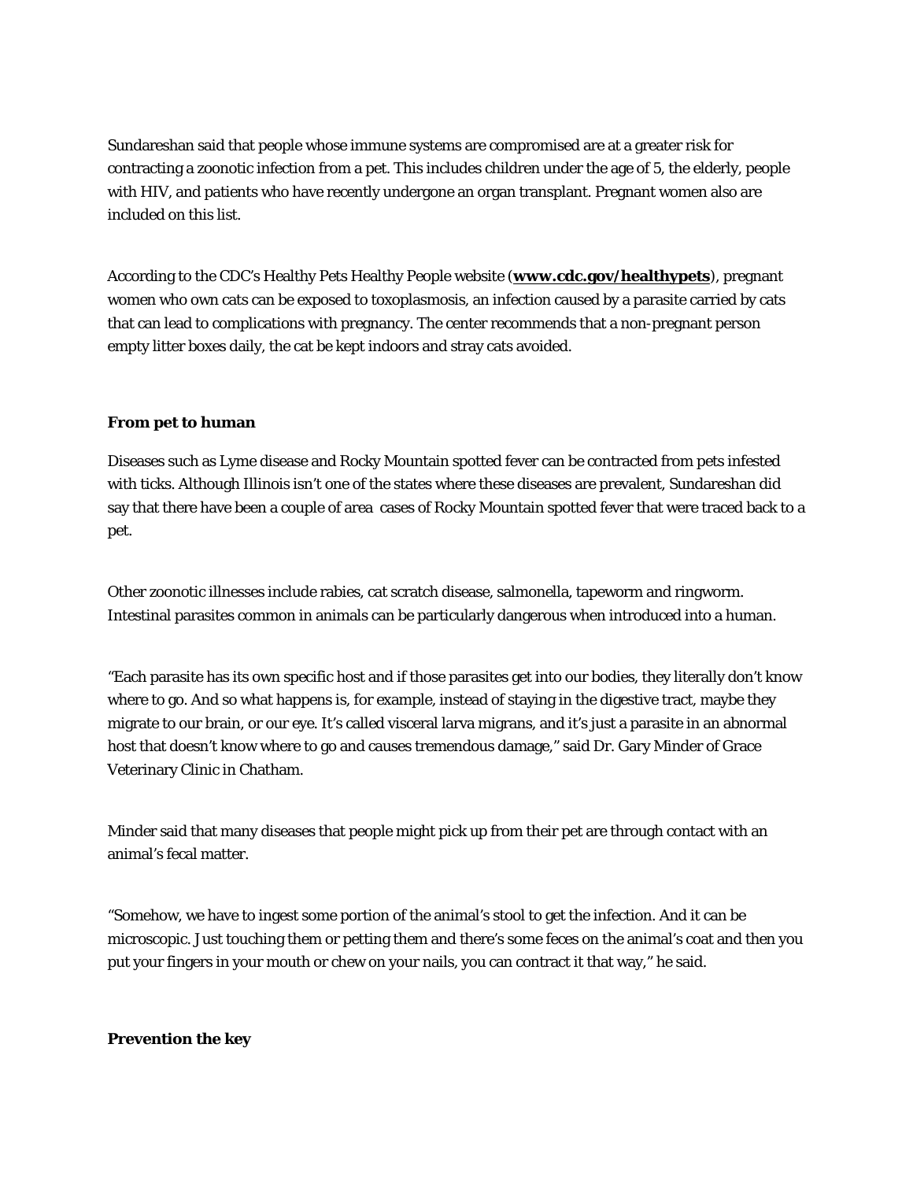Sundareshan said that people whose immune systems are compromised are at a greater risk for contracting a zoonotic infection from a pet. This includes children under the age of 5, the elderly, people with HIV, and patients who have recently undergone an organ transplant. Pregnant women also are included on this list.

According to the CDC's Healthy Pets Healthy People website (**www.cdc.gov/healthypets**), pregnant women who own cats can be exposed to toxoplasmosis, an infection caused by a parasite carried by cats that can lead to complications with pregnancy. The center recommends that a non-pregnant person empty litter boxes daily, the cat be kept indoors and stray cats avoided.

**From pet to human**

Diseases such as Lyme disease and Rocky Mountain spotted fever can be contracted from pets infested with ticks. Although Illinois isn't one of the states where these diseases are prevalent, Sundareshan did say that there have been a couple of area cases of Rocky Mountain spotted fever that were traced back to a pet.

Other zoonotic illnesses include rabies, cat scratch disease, salmonella, tapeworm and ringworm. Intestinal parasites common in animals can be particularly dangerous when introduced into a human.

"Each parasite has its own specific host and if those parasites get into our bodies, they literally don't know where to go. And so what happens is, for example, instead of staying in the digestive tract, maybe they migrate to our brain, or our eye. It's called visceral larva migrans, and it's just a parasite in an abnormal host that doesn't know where to go and causes tremendous damage," said Dr. Gary Minder of Grace Veterinary Clinic in Chatham.

Minder said that many diseases that people might pick up from their pet are through contact with an animal's fecal matter.

"Somehow, we have to ingest some portion of the animal's stool to get the infection. And it can be microscopic. Just touching them or petting them and there's some feces on the animal's coat and then you put your fingers in your mouth or chew on your nails, you can contract it that way," he said.

**Prevention the key**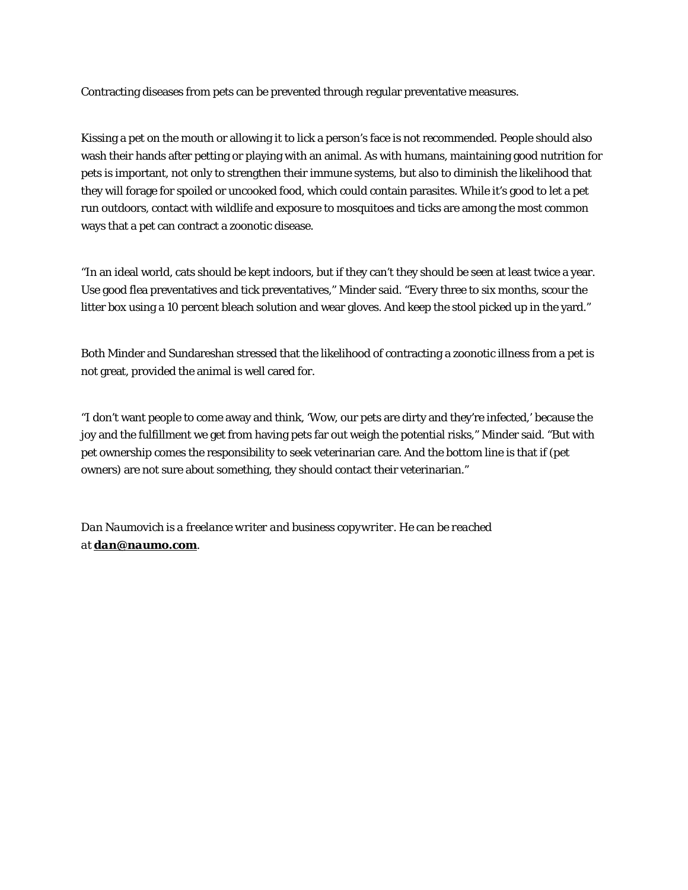Contracting diseases from pets can be prevented through regular preventative measures.

Kissing a pet on the mouth or allowing it to lick a person's face is not recommended. People should also wash their hands after petting or playing with an animal. As with humans, maintaining good nutrition for pets is important, not only to strengthen their immune systems, but also to diminish the likelihood that they will forage for spoiled or uncooked food, which could contain parasites. While it's good to let a pet run outdoors, contact with wildlife and exposure to mosquitoes and ticks are among the most common ways that a pet can contract a zoonotic disease.

"In an ideal world, cats should be kept indoors, but if they can't they should be seen at least twice a year. Use good flea preventatives and tick preventatives," Minder said. "Every three to six months, scour the litter box using a 10 percent bleach solution and wear gloves. And keep the stool picked up in the yard."

Both Minder and Sundareshan stressed that the likelihood of contracting a zoonotic illness from a pet is not great, provided the animal is well cared for.

"I don't want people to come away and think, 'Wow, our pets are dirty and they're infected,' because the joy and the fulfillment we get from having pets far out weigh the potential risks," Minder said. "But with pet ownership comes the responsibility to seek veterinarian care. And the bottom line is that if (pet owners) are not sure about something, they should contact their veterinarian."

*Dan Naumovich is a freelance writer and business copywriter. He can be reached at* ***dan@naumo.com***.